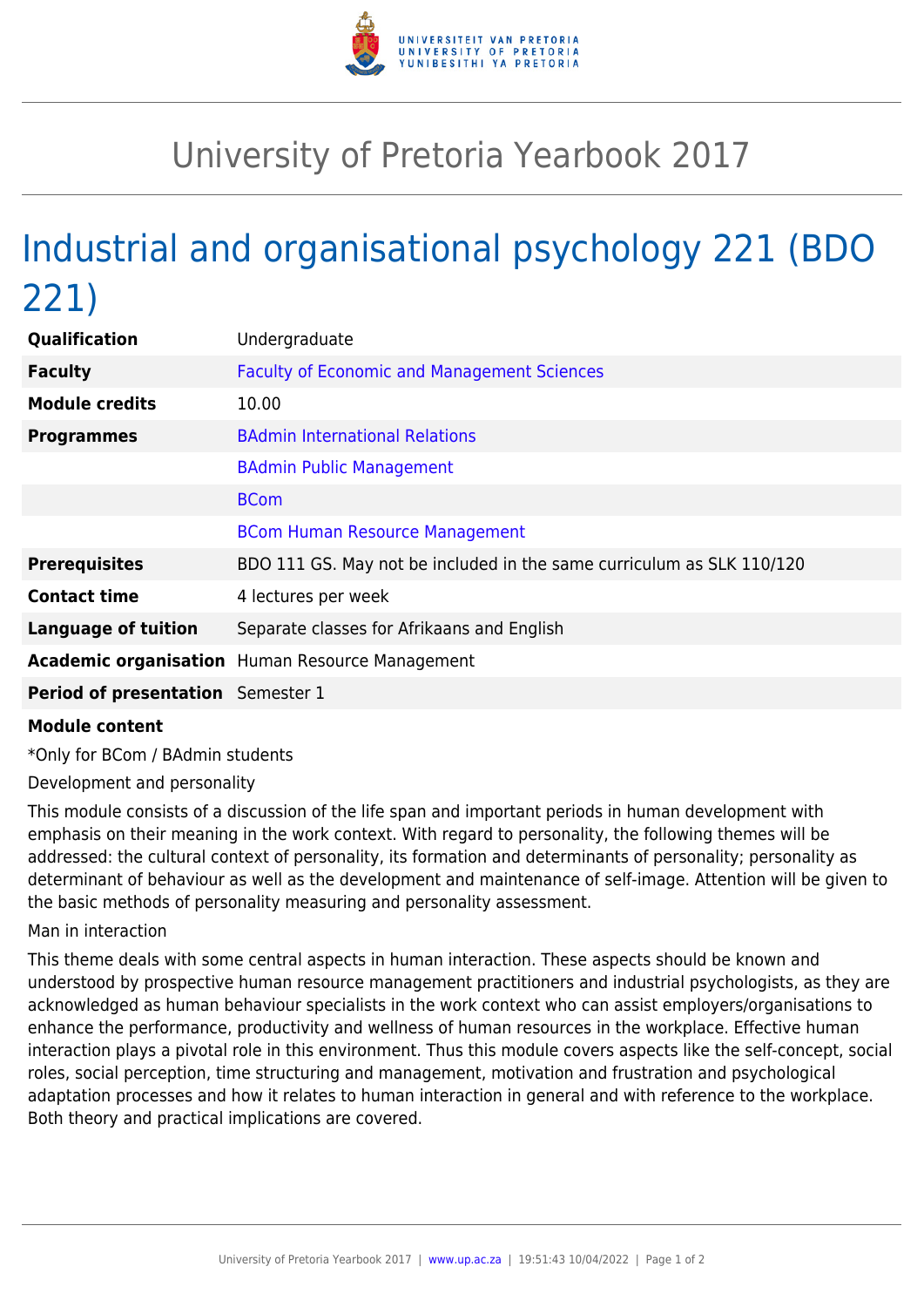# University of Pretoria Yearbook 2017

# Industrial and organisational psychology 221 (BDO 221)

| | |
|---|---|
| **Qualification** | Undergraduate |
| **Faculty** | Faculty of Economic and Management Sciences |
| **Module credits** | 10.00 |
| **Programmes** | BAdmin International Relations |
| | BAdmin Public Management |
| | BCom |
| | BCom Human Resource Management |
| **Prerequisites** | BDO 111 GS. May not be included in the same curriculum as SLK 110/120 |
| **Contact time** | 4 lectures per week |
| **Language of tuition** | Separate classes for Afrikaans and English |
| **Academic organisation** | Human Resource Management |
| **Period of presentation** | Semester 1 |

**Module content**

*Only for BCom / BAdmin students

Development and personality

This module consists of a discussion of the life span and important periods in human development with emphasis on their meaning in the work context. With regard to personality, the following themes will be addressed: the cultural context of personality, its formation and determinants of personality; personality as determinant of behaviour as well as the development and maintenance of self-image. Attention will be given to the basic methods of personality measuring and personality assessment.

Man in interaction

This theme deals with some central aspects in human interaction. These aspects should be known and understood by prospective human resource management practitioners and industrial psychologists, as they are acknowledged as human behaviour specialists in the work context who can assist employers/organisations to enhance the performance, productivity and wellness of human resources in the workplace. Effective human interaction plays a pivotal role in this environment. Thus this module covers aspects like the self-concept, social roles, social perception, time structuring and management, motivation and frustration and psychological adaptation processes and how it relates to human interaction in general and with reference to the workplace. Both theory and practical implications are covered.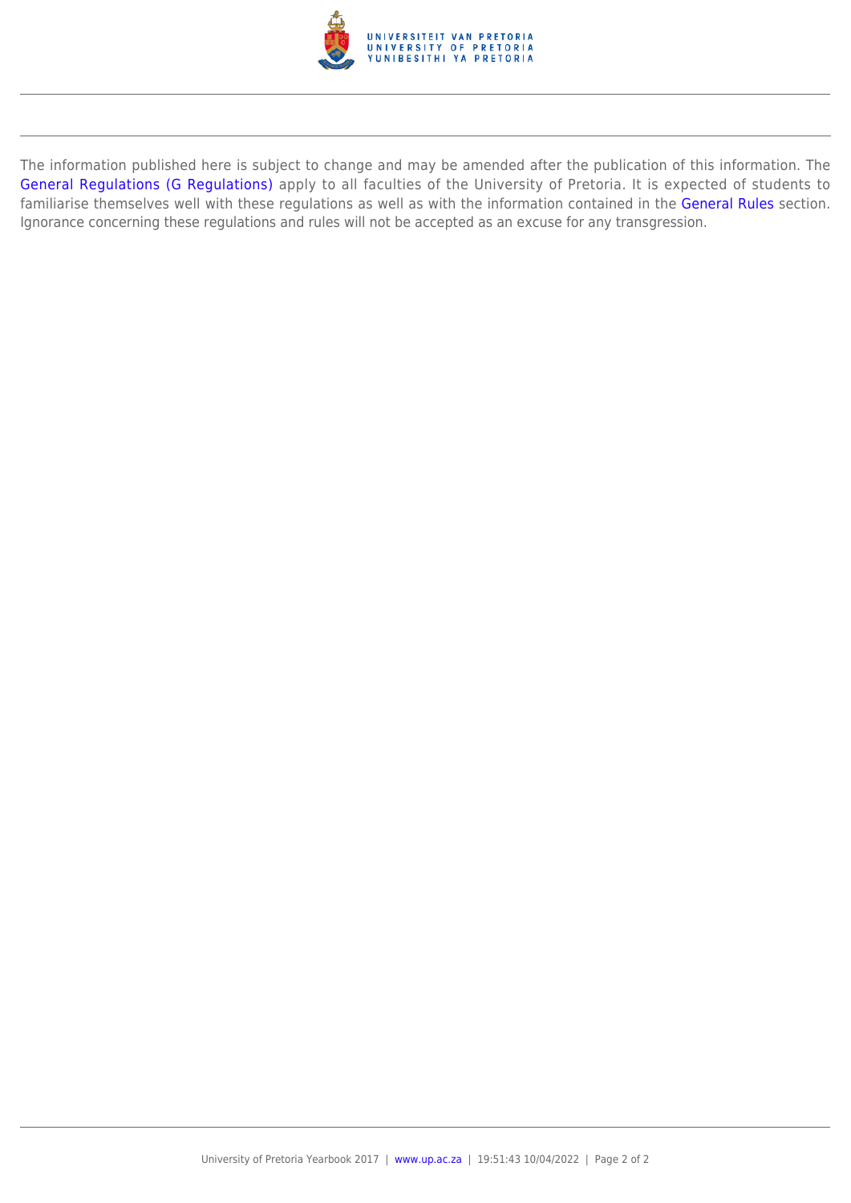The information published here is subject to change and may be amended after the publication of this information. The General Regulations (G Regulations) apply to all faculties of the University of Pretoria. It is expected of students to familiarise themselves well with these regulations as well as with the information contained in the General Rules section. Ignorance concerning these regulations and rules will not be accepted as an excuse for any transgression.